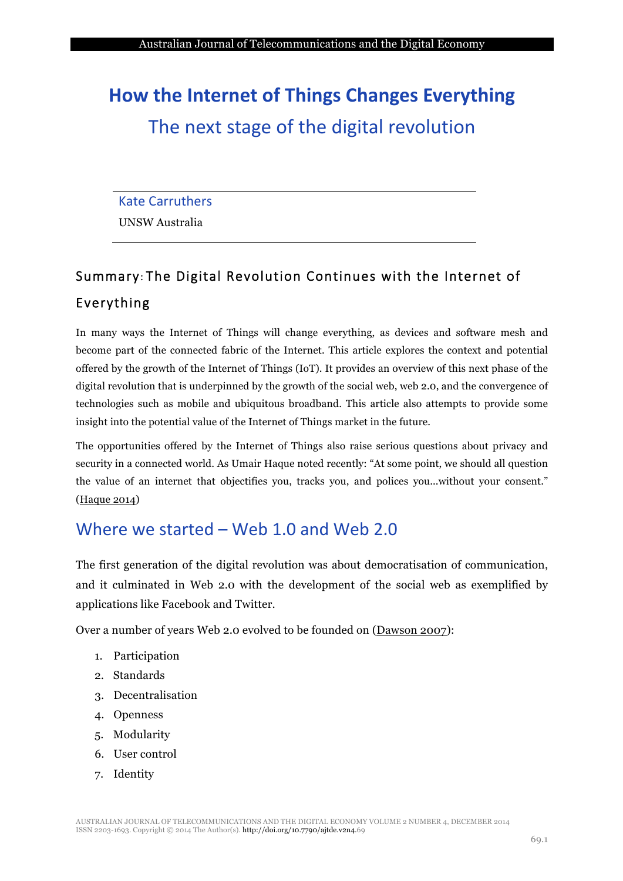# How the Internet of Things Changes Everything

## The next stage of the digital revolution

Kate Carruthers

UNSW Australia

## Summary: The Digital Revolution Continues with the Internet of Everything

In many ways the Internet of Things will change everything, as devices and software mesh and become part of the connected fabric of the Internet. This article explores the context and potential offered by the growth of the Internet of Things (IoT). It provides an overview of this next phase of the digital revolution that is underpinned by the growth of the social web, web 2.0, and the convergence of technologies such as mobile and ubiquitous broadband. This article also attempts to provide some insight into the potential value of the Internet of Things market in the future.

The opportunities offered by the Internet of Things also raise serious questions about privacy and security in a connected world. As Umair Haque noted recently: "At some point, we should all question the value of an internet that objectifies you, tracks you, and polices you...without your consent." (Haque 2014)

## Where we started – Web 1.0 and Web 2.0

The first generation of the digital revolution was about democratisation of communication, and it culminated in Web 2.0 with the development of the social web as exemplified by applications like Facebook and Twitter.

Over a number of years Web 2.0 evolved to be founded on (Dawson 2007):

1. Participation
2. Standards
3. Decentralisation
4. Openness
5. Modularity
6. User control
7. Identity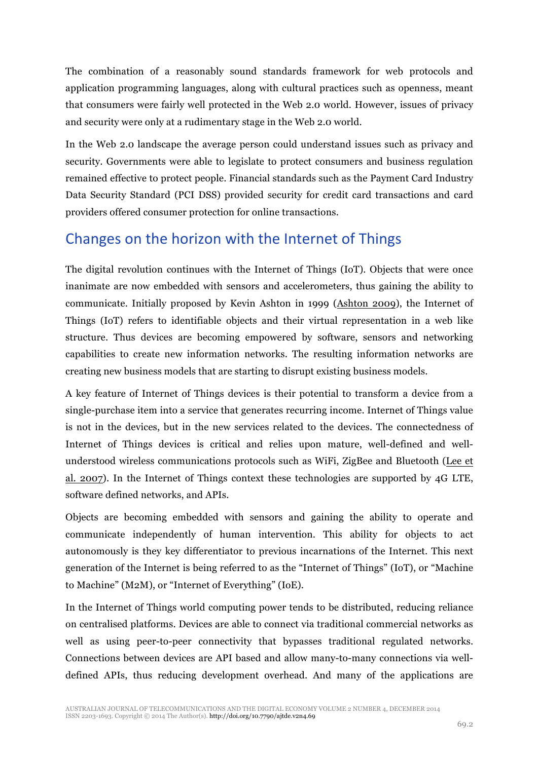The combination of a reasonably sound standards framework for web protocols and application programming languages, along with cultural practices such as openness, meant that consumers were fairly well protected in the Web 2.0 world. However, issues of privacy and security were only at a rudimentary stage in the Web 2.0 world.

In the Web 2.0 landscape the average person could understand issues such as privacy and security. Governments were able to legislate to protect consumers and business regulation remained effective to protect people. Financial standards such as the Payment Card Industry Data Security Standard (PCI DSS) provided security for credit card transactions and card providers offered consumer protection for online transactions.

## Changes on the horizon with the Internet of Things

The digital revolution continues with the Internet of Things (IoT). Objects that were once inanimate are now embedded with sensors and accelerometers, thus gaining the ability to communicate. Initially proposed by Kevin Ashton in 1999 (Ashton 2009), the Internet of Things (IoT) refers to identifiable objects and their virtual representation in a web like structure. Thus devices are becoming empowered by software, sensors and networking capabilities to create new information networks. The resulting information networks are creating new business models that are starting to disrupt existing business models.

A key feature of Internet of Things devices is their potential to transform a device from a single-purchase item into a service that generates recurring income. Internet of Things value is not in the devices, but in the new services related to the devices. The connectedness of Internet of Things devices is critical and relies upon mature, well-defined and well-understood wireless communications protocols such as WiFi, ZigBee and Bluetooth (Lee et al. 2007). In the Internet of Things context these technologies are supported by 4G LTE, software defined networks, and APIs.

Objects are becoming embedded with sensors and gaining the ability to operate and communicate independently of human intervention. This ability for objects to act autonomously is they key differentiator to previous incarnations of the Internet. This next generation of the Internet is being referred to as the "Internet of Things" (IoT), or "Machine to Machine" (M2M), or "Internet of Everything" (IoE).

In the Internet of Things world computing power tends to be distributed, reducing reliance on centralised platforms. Devices are able to connect via traditional commercial networks as well as using peer-to-peer connectivity that bypasses traditional regulated networks. Connections between devices are API based and allow many-to-many connections via well-defined APIs, thus reducing development overhead. And many of the applications are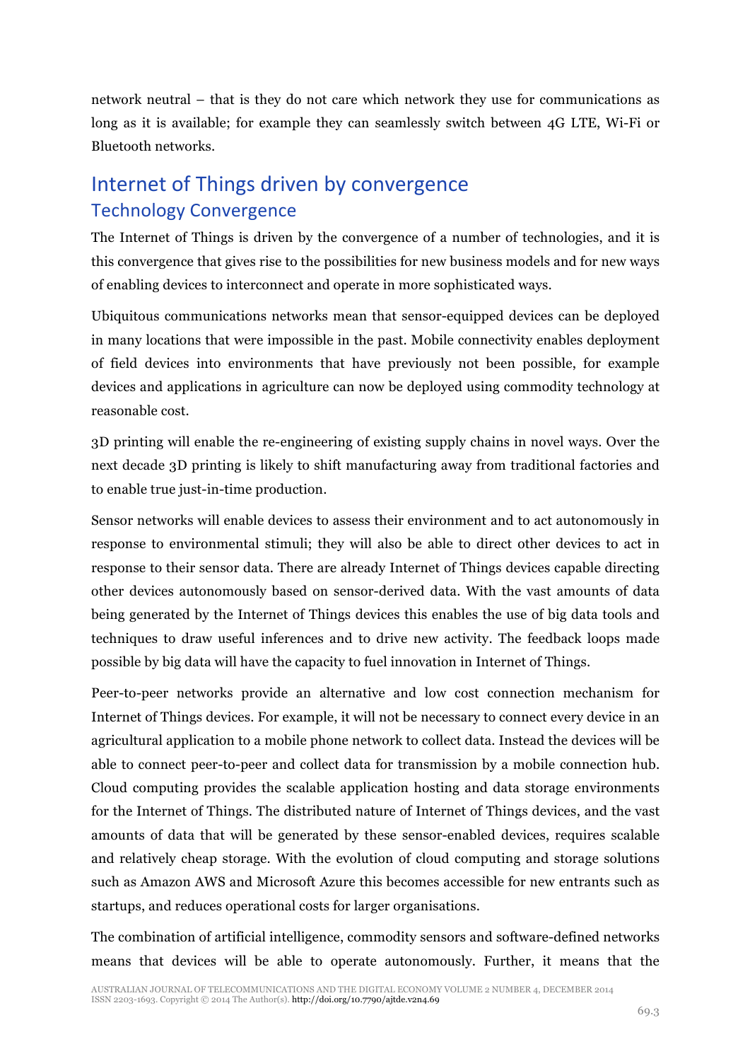network neutral – that is they do not care which network they use for communications as long as it is available; for example they can seamlessly switch between 4G LTE, Wi-Fi or Bluetooth networks.

## Internet of Things driven by convergence

### Technology Convergence

The Internet of Things is driven by the convergence of a number of technologies, and it is this convergence that gives rise to the possibilities for new business models and for new ways of enabling devices to interconnect and operate in more sophisticated ways.

Ubiquitous communications networks mean that sensor-equipped devices can be deployed in many locations that were impossible in the past. Mobile connectivity enables deployment of field devices into environments that have previously not been possible, for example devices and applications in agriculture can now be deployed using commodity technology at reasonable cost.

3D printing will enable the re-engineering of existing supply chains in novel ways. Over the next decade 3D printing is likely to shift manufacturing away from traditional factories and to enable true just-in-time production.

Sensor networks will enable devices to assess their environment and to act autonomously in response to environmental stimuli; they will also be able to direct other devices to act in response to their sensor data. There are already Internet of Things devices capable directing other devices autonomously based on sensor-derived data. With the vast amounts of data being generated by the Internet of Things devices this enables the use of big data tools and techniques to draw useful inferences and to drive new activity. The feedback loops made possible by big data will have the capacity to fuel innovation in Internet of Things.

Peer-to-peer networks provide an alternative and low cost connection mechanism for Internet of Things devices. For example, it will not be necessary to connect every device in an agricultural application to a mobile phone network to collect data. Instead the devices will be able to connect peer-to-peer and collect data for transmission by a mobile connection hub. Cloud computing provides the scalable application hosting and data storage environments for the Internet of Things. The distributed nature of Internet of Things devices, and the vast amounts of data that will be generated by these sensor-enabled devices, requires scalable and relatively cheap storage. With the evolution of cloud computing and storage solutions such as Amazon AWS and Microsoft Azure this becomes accessible for new entrants such as startups, and reduces operational costs for larger organisations.

The combination of artificial intelligence, commodity sensors and software-defined networks means that devices will be able to operate autonomously. Further, it means that the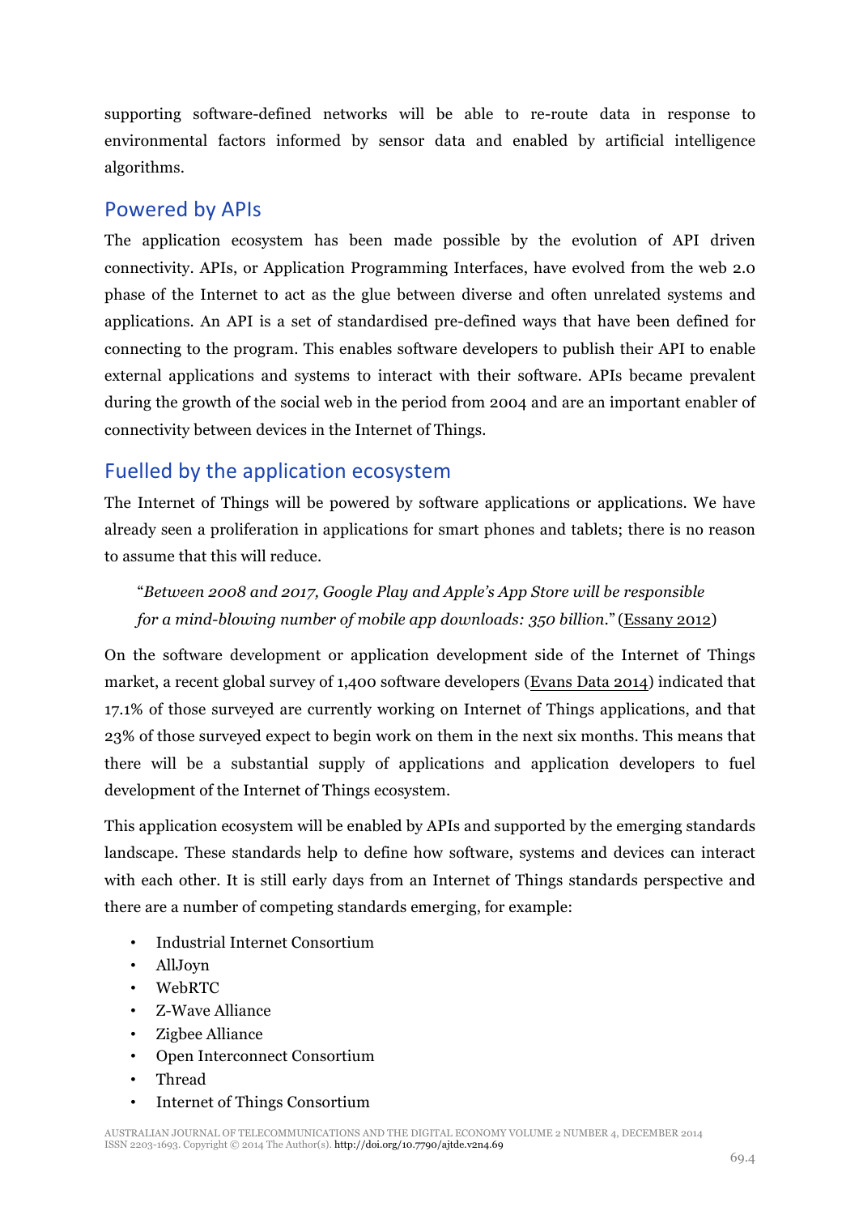supporting software-defined networks will be able to re-route data in response to environmental factors informed by sensor data and enabled by artificial intelligence algorithms.

## Powered by APIs

The application ecosystem has been made possible by the evolution of API driven connectivity. APIs, or Application Programming Interfaces, have evolved from the web 2.0 phase of the Internet to act as the glue between diverse and often unrelated systems and applications. An API is a set of standardised pre-defined ways that have been defined for connecting to the program. This enables software developers to publish their API to enable external applications and systems to interact with their software. APIs became prevalent during the growth of the social web in the period from 2004 and are an important enabler of connectivity between devices in the Internet of Things.

## Fuelled by the application ecosystem

The Internet of Things will be powered by software applications or applications. We have already seen a proliferation in applications for smart phones and tablets; there is no reason to assume that this will reduce.

> "*Between 2008 and 2017, Google Play and Apple's App Store will be responsible for a mind-blowing number of mobile app downloads: 350 billion.*" (Essany 2012)

On the software development or application development side of the Internet of Things market, a recent global survey of 1,400 software developers (Evans Data 2014) indicated that 17.1% of those surveyed are currently working on Internet of Things applications, and that 23% of those surveyed expect to begin work on them in the next six months. This means that there will be a substantial supply of applications and application developers to fuel development of the Internet of Things ecosystem.

This application ecosystem will be enabled by APIs and supported by the emerging standards landscape. These standards help to define how software, systems and devices can interact with each other. It is still early days from an Internet of Things standards perspective and there are a number of competing standards emerging, for example:

- Industrial Internet Consortium
- AllJoyn
- WebRTC
- Z-Wave Alliance
- Zigbee Alliance
- Open Interconnect Consortium
- Thread
- Internet of Things Consortium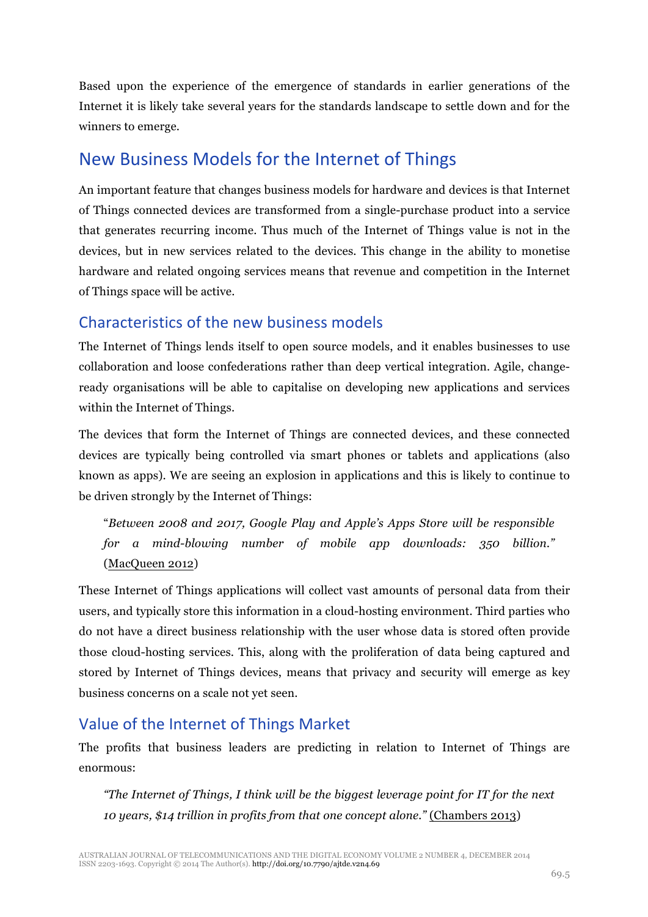Based upon the experience of the emergence of standards in earlier generations of the Internet it is likely take several years for the standards landscape to settle down and for the winners to emerge.

## New Business Models for the Internet of Things

An important feature that changes business models for hardware and devices is that Internet of Things connected devices are transformed from a single-purchase product into a service that generates recurring income. Thus much of the Internet of Things value is not in the devices, but in new services related to the devices. This change in the ability to monetise hardware and related ongoing services means that revenue and competition in the Internet of Things space will be active.

### Characteristics of the new business models

The Internet of Things lends itself to open source models, and it enables businesses to use collaboration and loose confederations rather than deep vertical integration. Agile, change-ready organisations will be able to capitalise on developing new applications and services within the Internet of Things.

The devices that form the Internet of Things are connected devices, and these connected devices are typically being controlled via smart phones or tablets and applications (also known as apps). We are seeing an explosion in applications and this is likely to continue to be driven strongly by the Internet of Things:

> "*Between 2008 and 2017, Google Play and Apple's Apps Store will be responsible for a mind-blowing number of mobile app downloads: 350 billion.*" (MacQueen 2012)

These Internet of Things applications will collect vast amounts of personal data from their users, and typically store this information in a cloud-hosting environment. Third parties who do not have a direct business relationship with the user whose data is stored often provide those cloud-hosting services. This, along with the proliferation of data being captured and stored by Internet of Things devices, means that privacy and security will emerge as key business concerns on a scale not yet seen.

## Value of the Internet of Things Market

The profits that business leaders are predicting in relation to Internet of Things are enormous:

> *"The Internet of Things, I think will be the biggest leverage point for IT for the next 10 years, $14 trillion in profits from that one concept alone."* (Chambers 2013)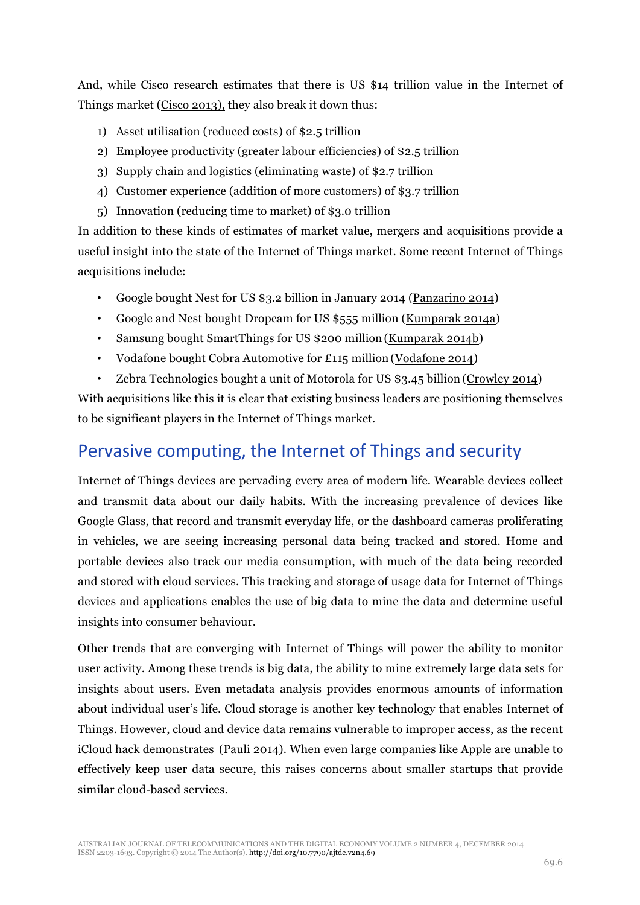And, while Cisco research estimates that there is US $14 trillion value in the Internet of Things market (Cisco 2013), they also break it down thus:

1) Asset utilisation (reduced costs) of $2.5 trillion
2) Employee productivity (greater labour efficiencies) of $2.5 trillion
3) Supply chain and logistics (eliminating waste) of $2.7 trillion
4) Customer experience (addition of more customers) of $3.7 trillion
5) Innovation (reducing time to market) of $3.0 trillion

In addition to these kinds of estimates of market value, mergers and acquisitions provide a useful insight into the state of the Internet of Things market. Some recent Internet of Things acquisitions include:

- Google bought Nest for US $3.2 billion in January 2014 (Panzarino 2014)
- Google and Nest bought Dropcam for US $555 million (Kumparak 2014a)
- Samsung bought SmartThings for US $200 million (Kumparak 2014b)
- Vodafone bought Cobra Automotive for £115 million (Vodafone 2014)
- Zebra Technologies bought a unit of Motorola for US $3.45 billion (Crowley 2014)

With acquisitions like this it is clear that existing business leaders are positioning themselves to be significant players in the Internet of Things market.

## Pervasive computing, the Internet of Things and security

Internet of Things devices are pervading every area of modern life. Wearable devices collect and transmit data about our daily habits. With the increasing prevalence of devices like Google Glass, that record and transmit everyday life, or the dashboard cameras proliferating in vehicles, we are seeing increasing personal data being tracked and stored. Home and portable devices also track our media consumption, with much of the data being recorded and stored with cloud services. This tracking and storage of usage data for Internet of Things devices and applications enables the use of big data to mine the data and determine useful insights into consumer behaviour.

Other trends that are converging with Internet of Things will power the ability to monitor user activity. Among these trends is big data, the ability to mine extremely large data sets for insights about users. Even metadata analysis provides enormous amounts of information about individual user's life. Cloud storage is another key technology that enables Internet of Things. However, cloud and device data remains vulnerable to improper access, as the recent iCloud hack demonstrates (Pauli 2014). When even large companies like Apple are unable to effectively keep user data secure, this raises concerns about smaller startups that provide similar cloud-based services.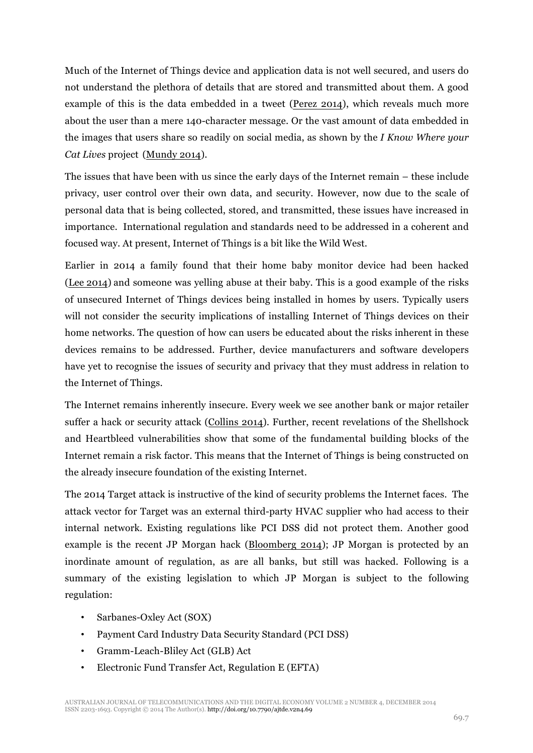Much of the Internet of Things device and application data is not well secured, and users do not understand the plethora of details that are stored and transmitted about them. A good example of this is the data embedded in a tweet (Perez 2014), which reveals much more about the user than a mere 140-character message. Or the vast amount of data embedded in the images that users share so readily on social media, as shown by the *I Know Where your Cat Lives* project (Mundy 2014).

The issues that have been with us since the early days of the Internet remain – these include privacy, user control over their own data, and security. However, now due to the scale of personal data that is being collected, stored, and transmitted, these issues have increased in importance. International regulation and standards need to be addressed in a coherent and focused way. At present, Internet of Things is a bit like the Wild West.

Earlier in 2014 a family found that their home baby monitor device had been hacked (Lee 2014) and someone was yelling abuse at their baby. This is a good example of the risks of unsecured Internet of Things devices being installed in homes by users. Typically users will not consider the security implications of installing Internet of Things devices on their home networks. The question of how can users be educated about the risks inherent in these devices remains to be addressed. Further, device manufacturers and software developers have yet to recognise the issues of security and privacy that they must address in relation to the Internet of Things.

The Internet remains inherently insecure. Every week we see another bank or major retailer suffer a hack or security attack (Collins 2014). Further, recent revelations of the Shellshock and Heartbleed vulnerabilities show that some of the fundamental building blocks of the Internet remain a risk factor. This means that the Internet of Things is being constructed on the already insecure foundation of the existing Internet.

The 2014 Target attack is instructive of the kind of security problems the Internet faces. The attack vector for Target was an external third-party HVAC supplier who had access to their internal network. Existing regulations like PCI DSS did not protect them. Another good example is the recent JP Morgan hack (Bloomberg 2014); JP Morgan is protected by an inordinate amount of regulation, as are all banks, but still was hacked. Following is a summary of the existing legislation to which JP Morgan is subject to the following regulation:

- Sarbanes-Oxley Act (SOX)
- Payment Card Industry Data Security Standard (PCI DSS)
- Gramm-Leach-Bliley Act (GLB) Act
- Electronic Fund Transfer Act, Regulation E (EFTA)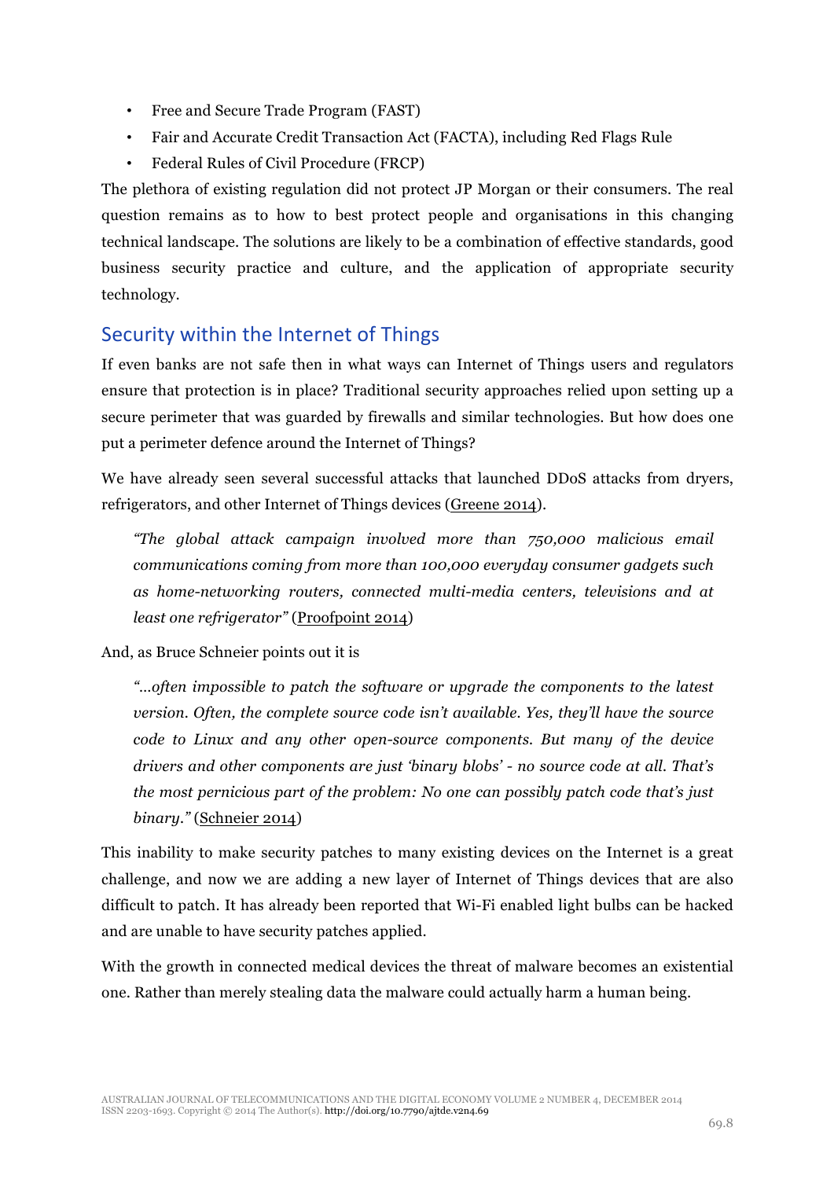- Free and Secure Trade Program (FAST)
- Fair and Accurate Credit Transaction Act (FACTA), including Red Flags Rule
- Federal Rules of Civil Procedure (FRCP)

The plethora of existing regulation did not protect JP Morgan or their consumers. The real question remains as to how to best protect people and organisations in this changing technical landscape. The solutions are likely to be a combination of effective standards, good business security practice and culture, and the application of appropriate security technology.

## Security within the Internet of Things

If even banks are not safe then in what ways can Internet of Things users and regulators ensure that protection is in place? Traditional security approaches relied upon setting up a secure perimeter that was guarded by firewalls and similar technologies. But how does one put a perimeter defence around the Internet of Things?

We have already seen several successful attacks that launched DDoS attacks from dryers, refrigerators, and other Internet of Things devices (Greene 2014).

> *"The global attack campaign involved more than 750,000 malicious email communications coming from more than 100,000 everyday consumer gadgets such as home-networking routers, connected multi-media centers, televisions and at least one refrigerator"* (Proofpoint 2014)

And, as Bruce Schneier points out it is

> *"…often impossible to patch the software or upgrade the components to the latest version. Often, the complete source code isn't available. Yes, they'll have the source code to Linux and any other open-source components. But many of the device drivers and other components are just 'binary blobs' - no source code at all. That's the most pernicious part of the problem: No one can possibly patch code that's just binary."* (Schneier 2014)

This inability to make security patches to many existing devices on the Internet is a great challenge, and now we are adding a new layer of Internet of Things devices that are also difficult to patch. It has already been reported that Wi-Fi enabled light bulbs can be hacked and are unable to have security patches applied.

With the growth in connected medical devices the threat of malware becomes an existential one. Rather than merely stealing data the malware could actually harm a human being.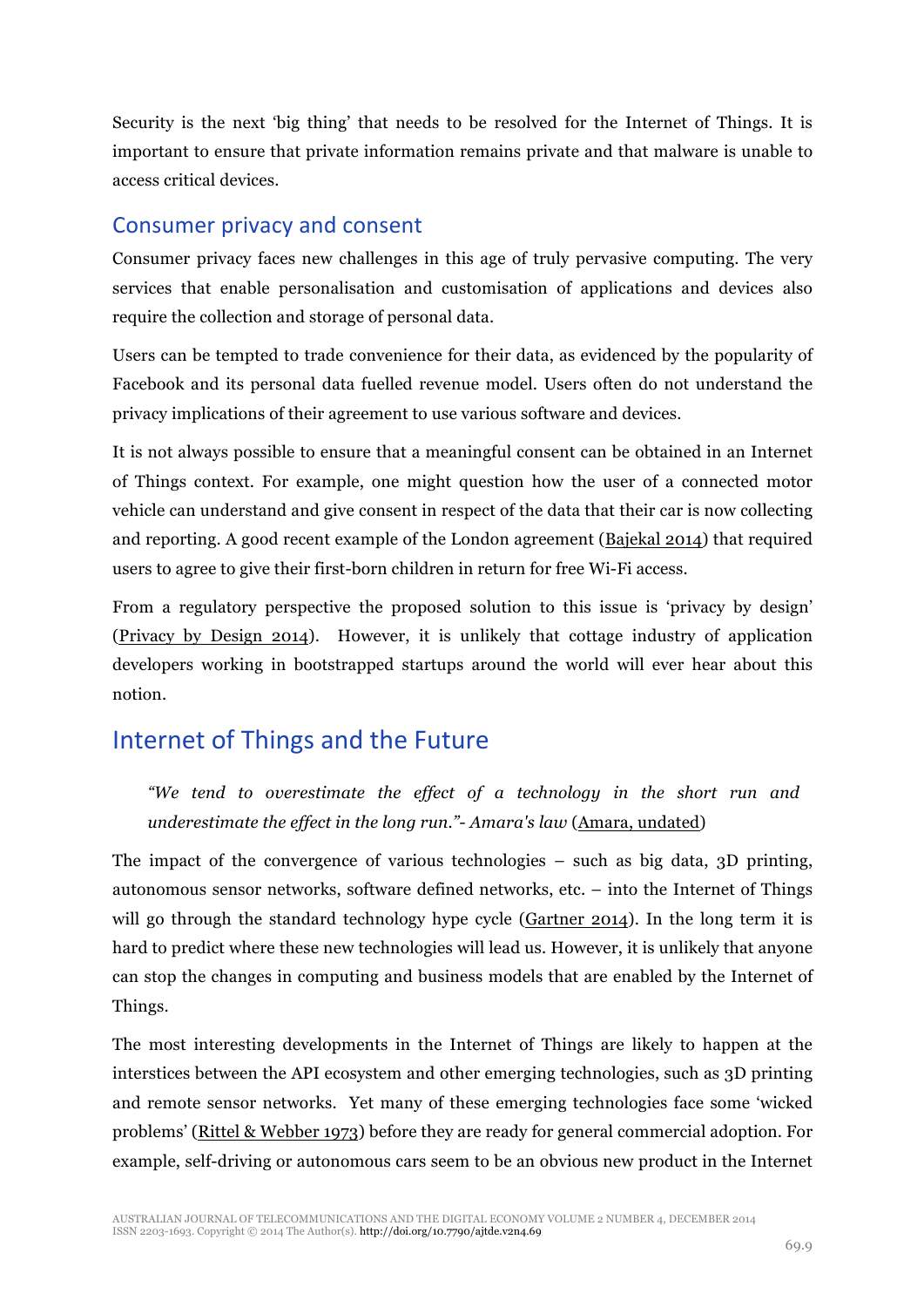Security is the next 'big thing' that needs to be resolved for the Internet of Things. It is important to ensure that private information remains private and that malware is unable to access critical devices.

### Consumer privacy and consent

Consumer privacy faces new challenges in this age of truly pervasive computing. The very services that enable personalisation and customisation of applications and devices also require the collection and storage of personal data.

Users can be tempted to trade convenience for their data, as evidenced by the popularity of Facebook and its personal data fuelled revenue model. Users often do not understand the privacy implications of their agreement to use various software and devices.

It is not always possible to ensure that a meaningful consent can be obtained in an Internet of Things context. For example, one might question how the user of a connected motor vehicle can understand and give consent in respect of the data that their car is now collecting and reporting. A good recent example of the London agreement (Bajekal 2014) that required users to agree to give their first-born children in return for free Wi-Fi access.

From a regulatory perspective the proposed solution to this issue is 'privacy by design' (Privacy by Design 2014). However, it is unlikely that cottage industry of application developers working in bootstrapped startups around the world will ever hear about this notion.

## Internet of Things and the Future

> *"We tend to overestimate the effect of a technology in the short run and underestimate the effect in the long run."- Amara's law* (Amara, undated)

The impact of the convergence of various technologies – such as big data, 3D printing, autonomous sensor networks, software defined networks, etc. – into the Internet of Things will go through the standard technology hype cycle (Gartner 2014). In the long term it is hard to predict where these new technologies will lead us. However, it is unlikely that anyone can stop the changes in computing and business models that are enabled by the Internet of Things.

The most interesting developments in the Internet of Things are likely to happen at the interstices between the API ecosystem and other emerging technologies, such as 3D printing and remote sensor networks. Yet many of these emerging technologies face some 'wicked problems' (Rittel & Webber 1973) before they are ready for general commercial adoption. For example, self-driving or autonomous cars seem to be an obvious new product in the Internet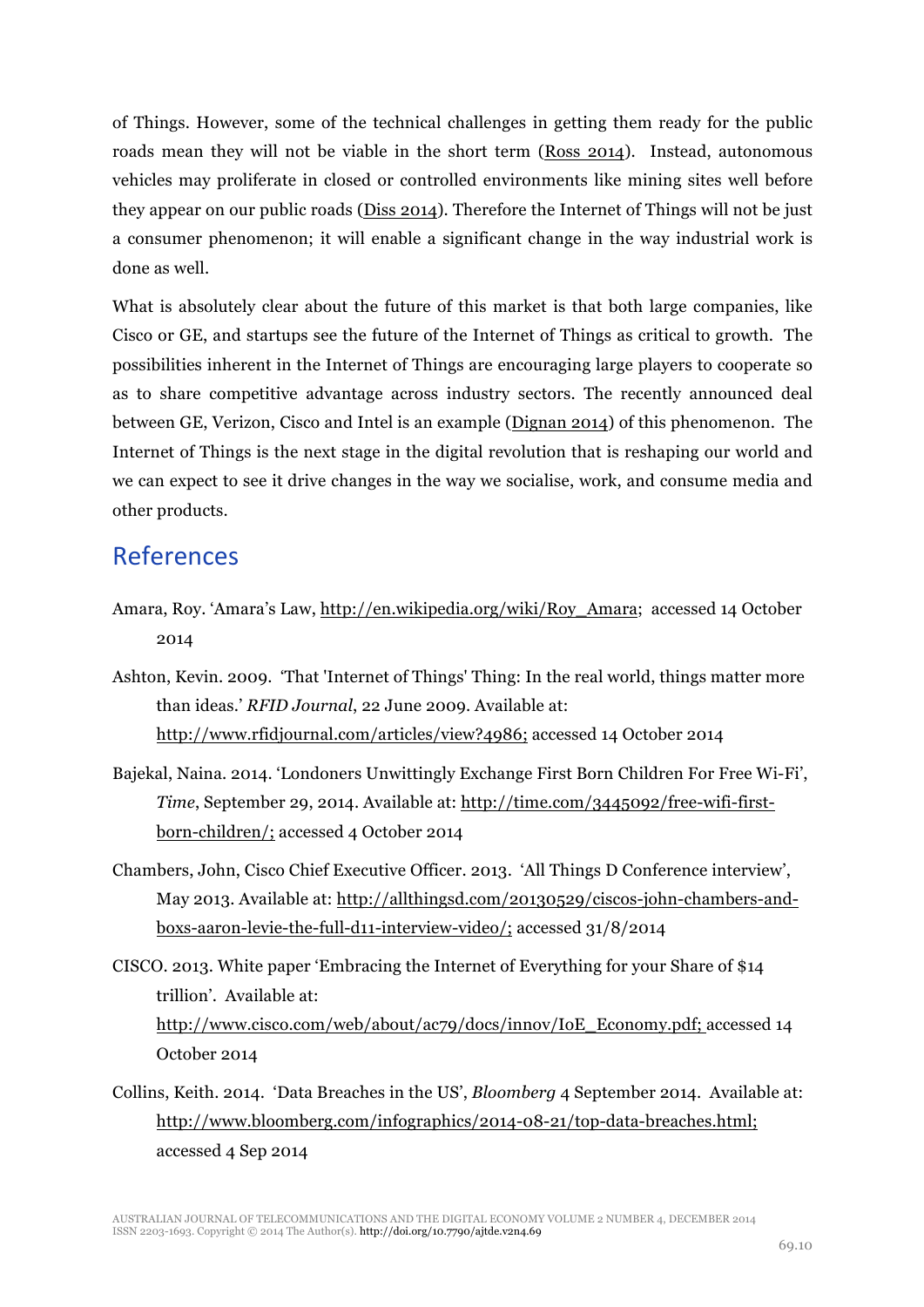of Things. However, some of the technical challenges in getting them ready for the public roads mean they will not be viable in the short term (Ross 2014). Instead, autonomous vehicles may proliferate in closed or controlled environments like mining sites well before they appear on our public roads (Diss 2014). Therefore the Internet of Things will not be just a consumer phenomenon; it will enable a significant change in the way industrial work is done as well.

What is absolutely clear about the future of this market is that both large companies, like Cisco or GE, and startups see the future of the Internet of Things as critical to growth. The possibilities inherent in the Internet of Things are encouraging large players to cooperate so as to share competitive advantage across industry sectors. The recently announced deal between GE, Verizon, Cisco and Intel is an example (Dignan 2014) of this phenomenon. The Internet of Things is the next stage in the digital revolution that is reshaping our world and we can expect to see it drive changes in the way we socialise, work, and consume media and other products.

## References

Amara, Roy. 'Amara's Law, http://en.wikipedia.org/wiki/Roy_Amara; accessed 14 October 2014

Ashton, Kevin. 2009. 'That 'Internet of Things' Thing: In the real world, things matter more than ideas.' *RFID Journal*, 22 June 2009. Available at: http://www.rfidjournal.com/articles/view?4986; accessed 14 October 2014

Bajekal, Naina. 2014. 'Londoners Unwittingly Exchange First Born Children For Free Wi-Fi', *Time*, September 29, 2014. Available at: http://time.com/3445092/free-wifi-first-born-children/; accessed 4 October 2014

Chambers, John, Cisco Chief Executive Officer. 2013. 'All Things D Conference interview', May 2013. Available at: http://allthingsd.com/20130529/ciscos-john-chambers-and-boxs-aaron-levie-the-full-d11-interview-video/; accessed 31/8/2014

CISCO. 2013. White paper 'Embracing the Internet of Everything for your Share of $14 trillion'. Available at: http://www.cisco.com/web/about/ac79/docs/innov/IoE_Economy.pdf; accessed 14 October 2014

Collins, Keith. 2014. 'Data Breaches in the US', *Bloomberg* 4 September 2014. Available at: http://www.bloomberg.com/infographics/2014-08-21/top-data-breaches.html; accessed 4 Sep 2014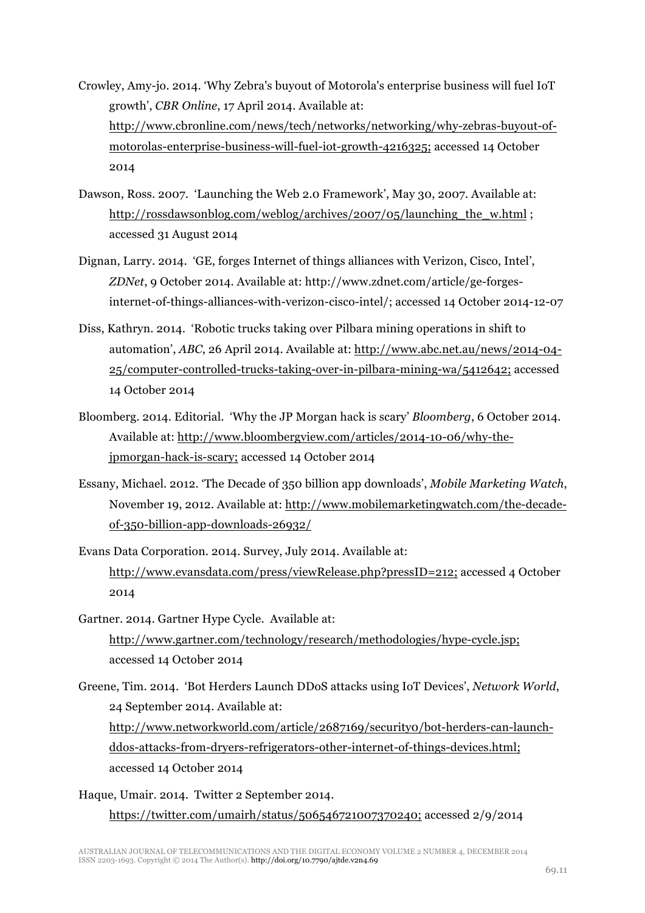Crowley, Amy-jo. 2014. 'Why Zebra's buyout of Motorola's enterprise business will fuel IoT growth', *CBR Online*, 17 April 2014. Available at: http://www.cbronline.com/news/tech/networks/networking/why-zebras-buyout-of-motorolas-enterprise-business-will-fuel-iot-growth-4216325; accessed 14 October 2014

Dawson, Ross. 2007. 'Launching the Web 2.0 Framework', May 30, 2007. Available at: http://rossdawsonblog.com/weblog/archives/2007/05/launching_the_w.html ; accessed 31 August 2014

Dignan, Larry. 2014. 'GE, forges Internet of things alliances with Verizon, Cisco, Intel', *ZDNet*, 9 October 2014. Available at: http://www.zdnet.com/article/ge-forges-internet-of-things-alliances-with-verizon-cisco-intel/; accessed 14 October 2014-12-07

Diss, Kathryn. 2014. 'Robotic trucks taking over Pilbara mining operations in shift to automation', *ABC*, 26 April 2014. Available at: http://www.abc.net.au/news/2014-04-25/computer-controlled-trucks-taking-over-in-pilbara-mining-wa/5412642; accessed 14 October 2014

Bloomberg. 2014. Editorial. 'Why the JP Morgan hack is scary' *Bloomberg*, 6 October 2014. Available at: http://www.bloombergview.com/articles/2014-10-06/why-the-jpmorgan-hack-is-scary; accessed 14 October 2014

Essany, Michael. 2012. 'The Decade of 350 billion app downloads', *Mobile Marketing Watch*, November 19, 2012. Available at: http://www.mobilemarketingwatch.com/the-decade-of-350-billion-app-downloads-26932/

Evans Data Corporation. 2014. Survey, July 2014. Available at: http://www.evansdata.com/press/viewRelease.php?pressID=212; accessed 4 October 2014

Gartner. 2014. Gartner Hype Cycle. Available at: http://www.gartner.com/technology/research/methodologies/hype-cycle.jsp; accessed 14 October 2014

Greene, Tim. 2014. 'Bot Herders Launch DDoS attacks using IoT Devices', *Network World*, 24 September 2014. Available at: http://www.networkworld.com/article/2687169/security0/bot-herders-can-launch-ddos-attacks-from-dryers-refrigerators-other-internet-of-things-devices.html; accessed 14 October 2014

Haque, Umair. 2014. Twitter 2 September 2014. https://twitter.com/umairh/status/506546721007370240; accessed 2/9/2014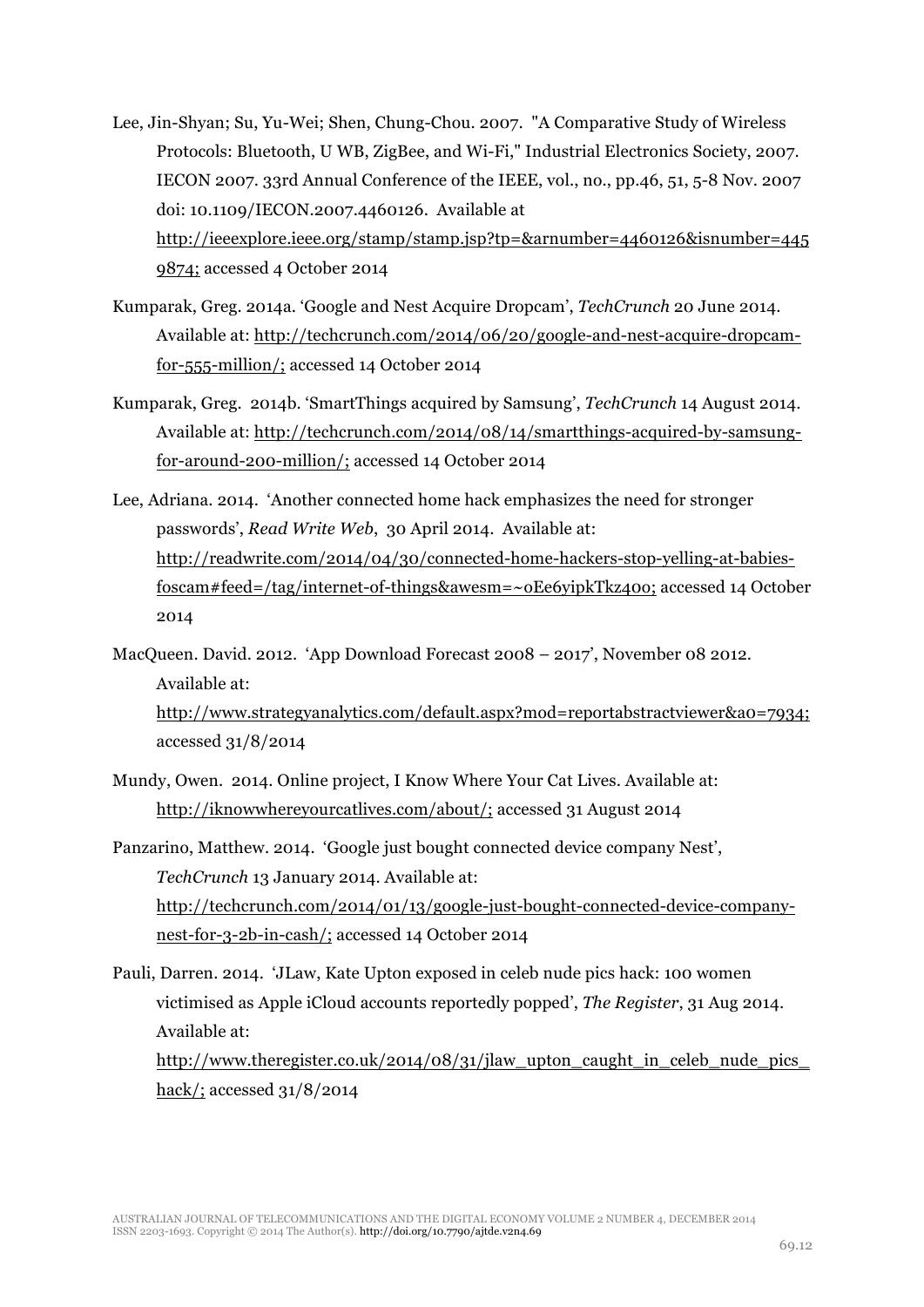Lee, Jin-Shyan; Su, Yu-Wei; Shen, Chung-Chou. 2007. "A Comparative Study of Wireless Protocols: Bluetooth, U WB, ZigBee, and Wi-Fi," Industrial Electronics Society, 2007. IECON 2007. 33rd Annual Conference of the IEEE, vol., no., pp.46, 51, 5-8 Nov. 2007 doi: 10.1109/IECON.2007.4460126. Available at http://ieeexplore.ieee.org/stamp/stamp.jsp?tp=&arnumber=4460126&isnumber=4459874; accessed 4 October 2014

Kumparak, Greg. 2014a. 'Google and Nest Acquire Dropcam', *TechCrunch* 20 June 2014. Available at: http://techcrunch.com/2014/06/20/google-and-nest-acquire-dropcam-for-555-million/; accessed 14 October 2014

Kumparak, Greg. 2014b. 'SmartThings acquired by Samsung', *TechCrunch* 14 August 2014. Available at: http://techcrunch.com/2014/08/14/smartthings-acquired-by-samsung-for-around-200-million/; accessed 14 October 2014

Lee, Adriana. 2014. 'Another connected home hack emphasizes the need for stronger passwords', *Read Write Web*, 30 April 2014. Available at: http://readwrite.com/2014/04/30/connected-home-hackers-stop-yelling-at-babies-foscam#feed=/tag/internet-of-things&awesm=~oEe6yipkTkz40o; accessed 14 October 2014

MacQueen. David. 2012. 'App Download Forecast 2008 – 2017', November 08 2012. Available at: http://www.strategyanalytics.com/default.aspx?mod=reportabstractviewer&a0=7934; accessed 31/8/2014

Mundy, Owen. 2014. Online project, I Know Where Your Cat Lives. Available at: http://iknowwhereyourcatlives.com/about/; accessed 31 August 2014

Panzarino, Matthew. 2014. 'Google just bought connected device company Nest', *TechCrunch* 13 January 2014. Available at: http://techcrunch.com/2014/01/13/google-just-bought-connected-device-company-nest-for-3-2b-in-cash/; accessed 14 October 2014

Pauli, Darren. 2014. 'JLaw, Kate Upton exposed in celeb nude pics hack: 100 women victimised as Apple iCloud accounts reportedly popped', *The Register*, 31 Aug 2014. Available at: http://www.theregister.co.uk/2014/08/31/jlaw_upton_caught_in_celeb_nude_pics_hack/; accessed 31/8/2014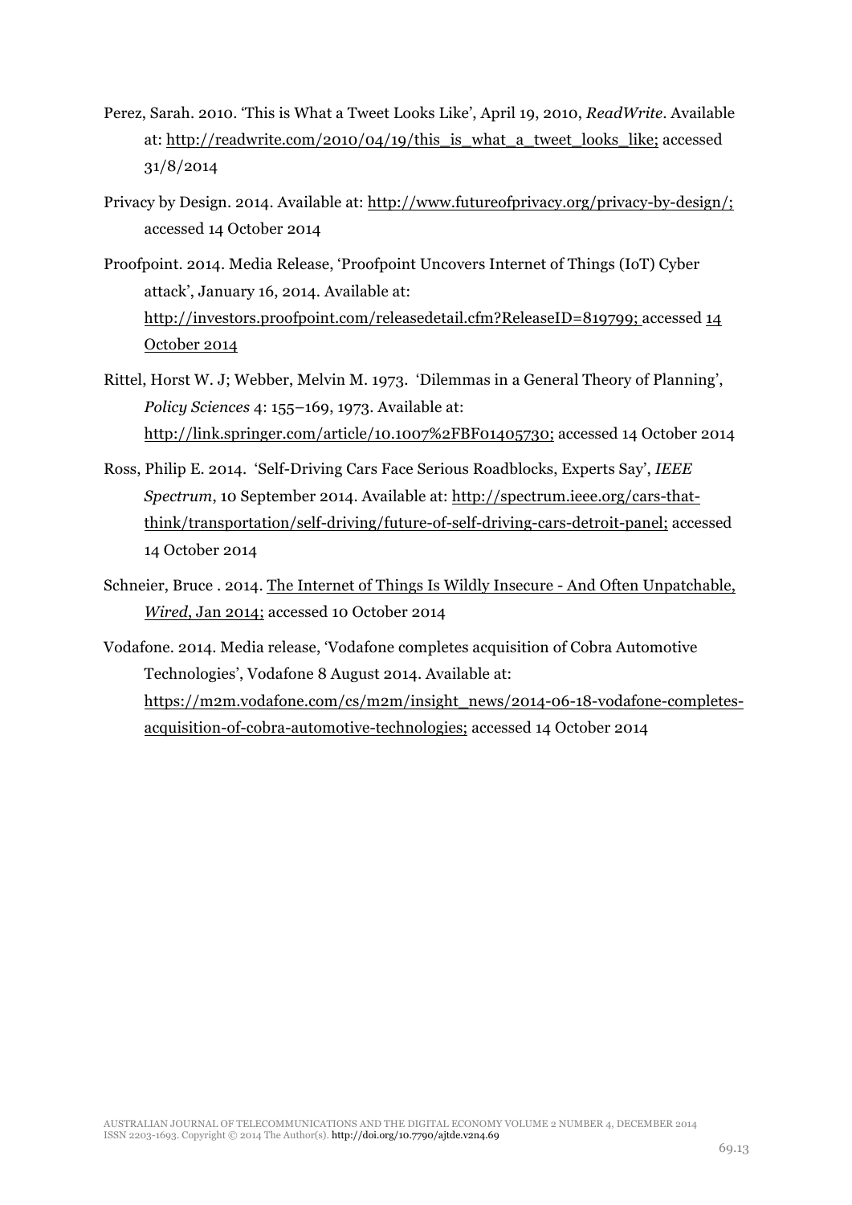Perez, Sarah. 2010. 'This is What a Tweet Looks Like', April 19, 2010, *ReadWrite*. Available at: http://readwrite.com/2010/04/19/this_is_what_a_tweet_looks_like; accessed 31/8/2014

Privacy by Design. 2014. Available at: http://www.futureofprivacy.org/privacy-by-design/; accessed 14 October 2014

Proofpoint. 2014. Media Release, 'Proofpoint Uncovers Internet of Things (IoT) Cyber attack', January 16, 2014. Available at: http://investors.proofpoint.com/releasedetail.cfm?ReleaseID=819799; accessed 14 October 2014

Rittel, Horst W. J; Webber, Melvin M. 1973. 'Dilemmas in a General Theory of Planning', *Policy Sciences* 4: 155–169, 1973. Available at: http://link.springer.com/article/10.1007%2FBF01405730; accessed 14 October 2014

Ross, Philip E. 2014. 'Self-Driving Cars Face Serious Roadblocks, Experts Say', *IEEE Spectrum*, 10 September 2014. Available at: http://spectrum.ieee.org/cars-that-think/transportation/self-driving/future-of-self-driving-cars-detroit-panel; accessed 14 October 2014

Schneier, Bruce . 2014. The Internet of Things Is Wildly Insecure - And Often Unpatchable, *Wired*, Jan 2014; accessed 10 October 2014

Vodafone. 2014. Media release, 'Vodafone completes acquisition of Cobra Automotive Technologies', Vodafone 8 August 2014. Available at: https://m2m.vodafone.com/cs/m2m/insight_news/2014-06-18-vodafone-completes-acquisition-of-cobra-automotive-technologies; accessed 14 October 2014